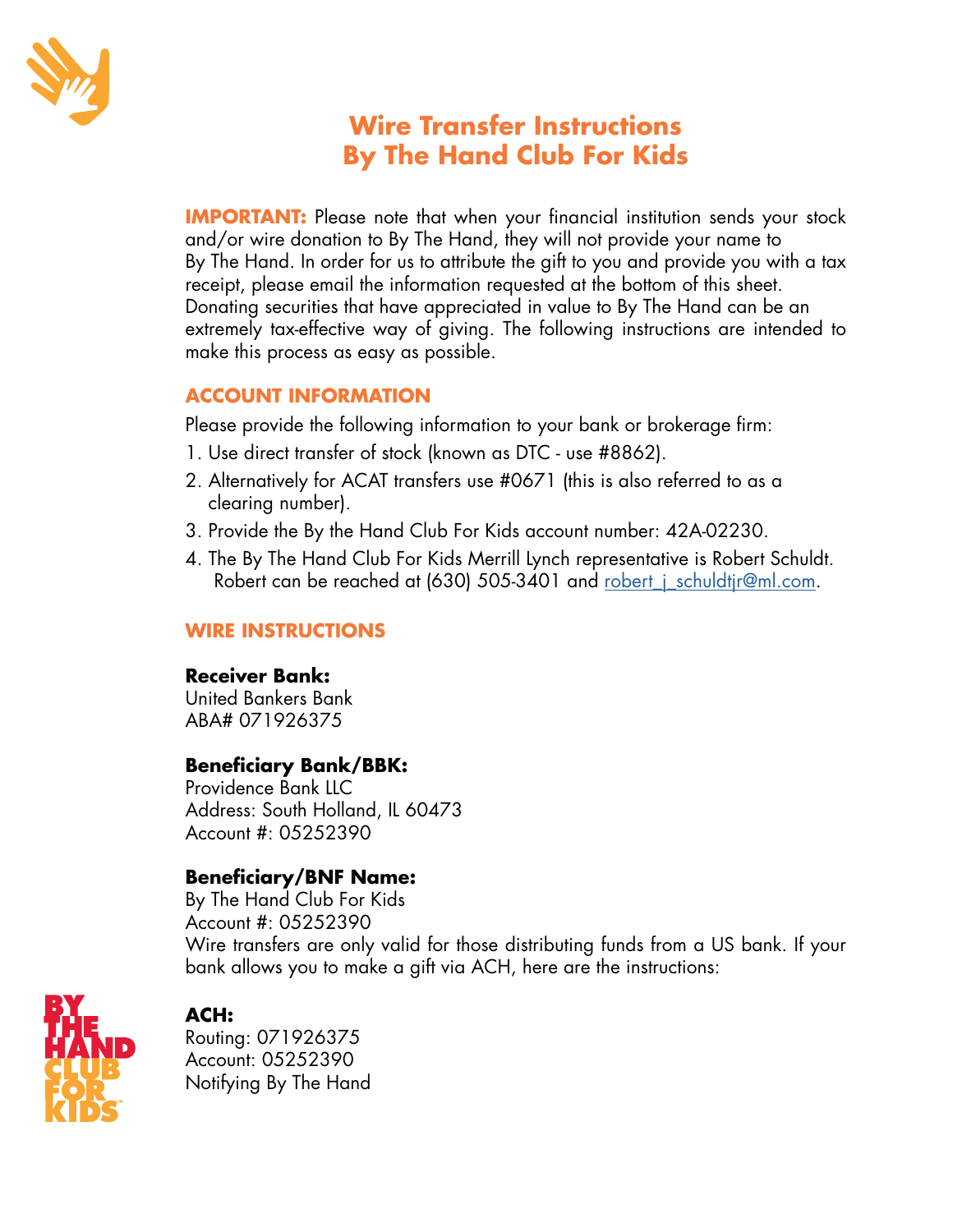# Wire Transfer Instructions
# By The Hand Club For Kids

**IMPORTANT:** Please note that when your financial institution sends your stock and/or wire donation to By The Hand, they will not provide your name to By The Hand. In order for us to attribute the gift to you and provide you with a tax receipt, please email the information requested at the bottom of this sheet. Donating securities that have appreciated in value to By The Hand can be an extremely tax-effective way of giving. The following instructions are intended to make this process as easy as possible.

## ACCOUNT INFORMATION

Please provide the following information to your bank or brokerage firm:

1. Use direct transfer of stock (known as DTC - use #8862).
2. Alternatively for ACAT transfers use #0671 (this is also referred to as a clearing number).
3. Provide the By the Hand Club For Kids account number: 42A-02230.
4. The By The Hand Club For Kids Merrill Lynch representative is Robert Schuldt. Robert can be reached at (630) 505-3401 and robert_j_schuldtjr@ml.com.

## WIRE INSTRUCTIONS

**Receiver Bank:**
United Bankers Bank
ABA# 071926375

**Beneficiary Bank/BBK:**
Providence Bank LLC
Address: South Holland, IL 60473
Account #: 05252390

**Beneficiary/BNF Name:**
By The Hand Club For Kids
Account #: 05252390
Wire transfers are only valid for those distributing funds from a US bank. If your bank allows you to make a gift via ACH, here are the instructions:

**ACH:**
Routing: 071926375
Account: 05252390
Notifying By The Hand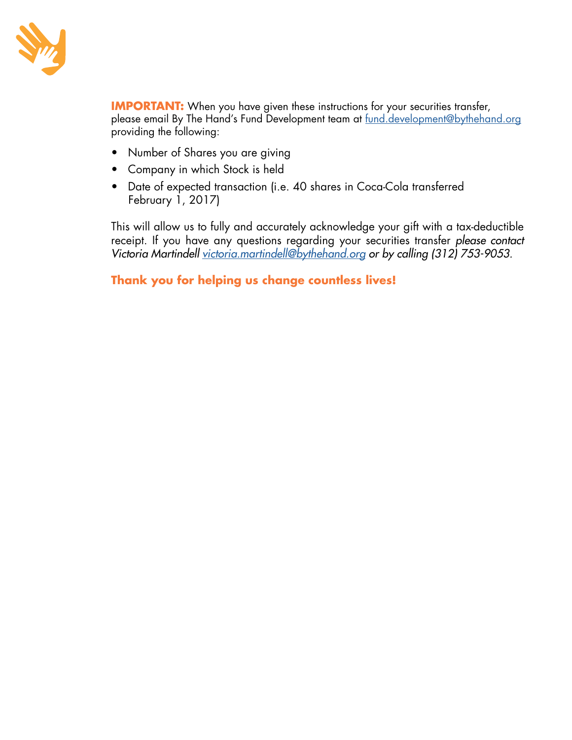**IMPORTANT:** When you have given these instructions for your securities transfer, please email By The Hand's Fund Development team at fund.development@bythehand.org providing the following:

- Number of Shares you are giving
- Company in which Stock is held
- Date of expected transaction (i.e. 40 shares in Coca-Cola transferred February 1, 2017)

This will allow us to fully and accurately acknowledge your gift with a tax-deductible receipt. If you have any questions regarding your securities transfer *please contact Victoria Martindell victoria.martindell@bythehand.org or by calling (312) 753-9053.*

**Thank you for helping us change countless lives!**